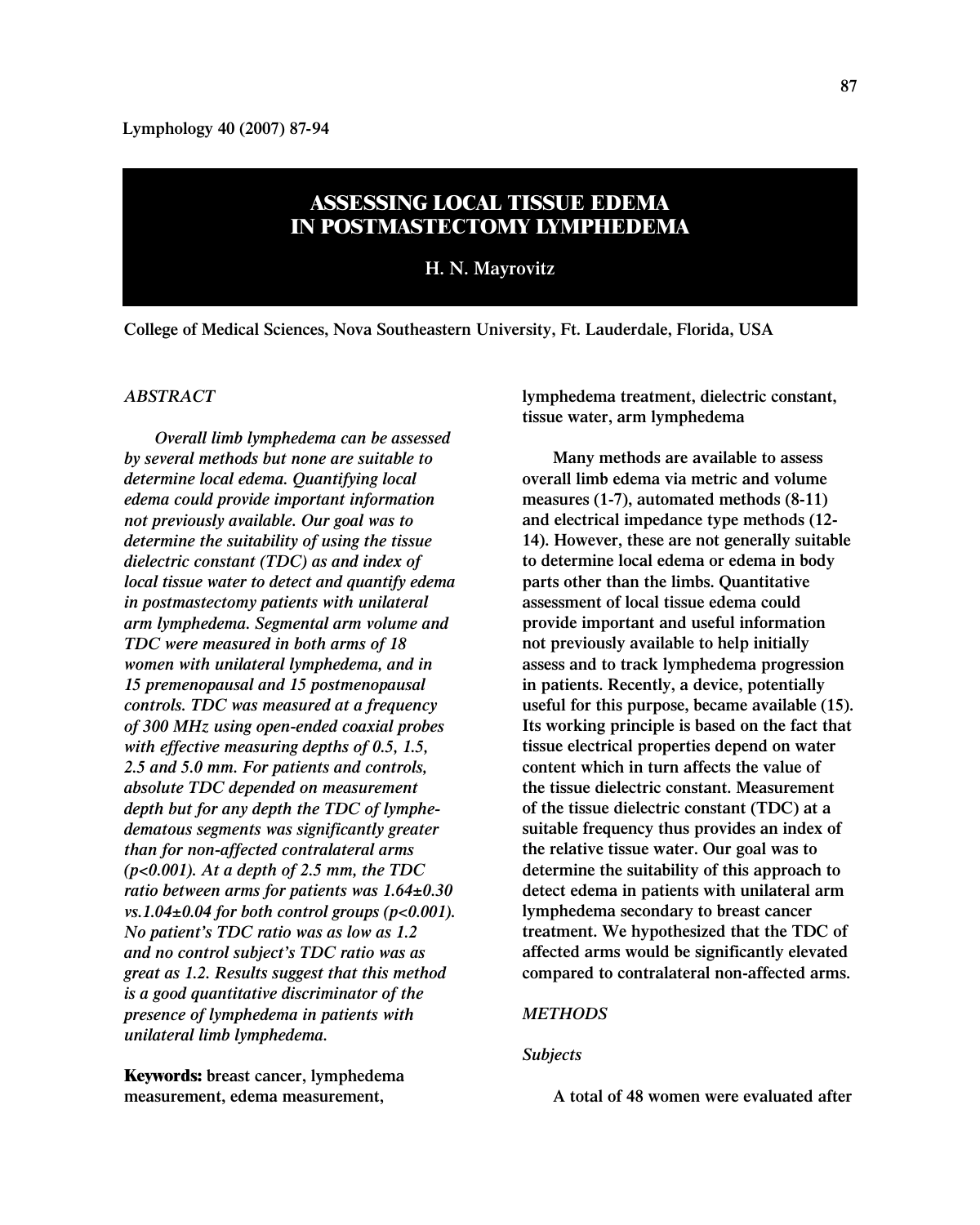# ASSESSING LOCAL TISSUE EDEMA IN POSTMASTECTOMY LYMPHEDEMA

**H. N. Mayrovitz**

College of Medical Sciences, Nova Southeastern University, Ft. Lauderdale, Florida, USA

## ABSTRACT

*Overall limb lymphedema can be assessed by several methods but none are suitable to determine local edema. Quantifying local edema could provide important information not previously available. Our goal was to determine the suitability of using the tissue dielectric constant (TDC) as and index of local tissue water to detect and quantify edema in postmastectomy patients with unilateral arm lymphedema. Segmental arm volume and TDC were measured in both arms of 18 women with unilateral lymphedema, and in 15 premenopausal and 15 postmenopausal controls. TDC was measured at a frequency of 300 MHz using open-ended coaxial probes with effective measuring depths of 0.5, 1.5, 2.5 and 5.0 mm. For patients and controls, absolute TDC depended on measurement depth but for any depth the TDC of lymphedematous segments was significantly greater than for non-affected contralateral arms ($p<0.001$). At a depth of 2.5 mm, the TDC ratio between arms for patients was $1.64 \pm 0.30$ vs. $1.04 \pm 0.04$ for both control groups ($p<0.001$). No patient's TDC ratio was as low as 1.2 and no control subject's TDC ratio was as great as 1.2. Results suggest that this method is a good quantitative discriminator of the presence of lymphedema in patients with unilateral limb lymphedema.*

**Keywords:** breast cancer, lymphedema measurement, edema measurement, lymphedema treatment, dielectric constant, tissue water, arm lymphedema

Many methods are available to assess overall limb edema via metric and volume measures (1-7), automated methods (8-11) and electrical impedance type methods (12-14). However, these are not generally suitable to determine local edema or edema in body parts other than the limbs. Quantitative assessment of local tissue edema could provide important and useful information not previously available to help initially assess and to track lymphedema progression in patients. Recently, a device, potentially useful for this purpose, became available (15). Its working principle is based on the fact that tissue electrical properties depend on water content which in turn affects the value of the tissue dielectric constant. Measurement of the tissue dielectric constant (TDC) at a suitable frequency thus provides an index of the relative tissue water. Our goal was to determine the suitability of this approach to detect edema in patients with unilateral arm lymphedema secondary to breast cancer treatment. We hypothesized that the TDC of affected arms would be significantly elevated compared to contralateral non-affected arms.

## METHODS

### Subjects

A total of 48 women were evaluated after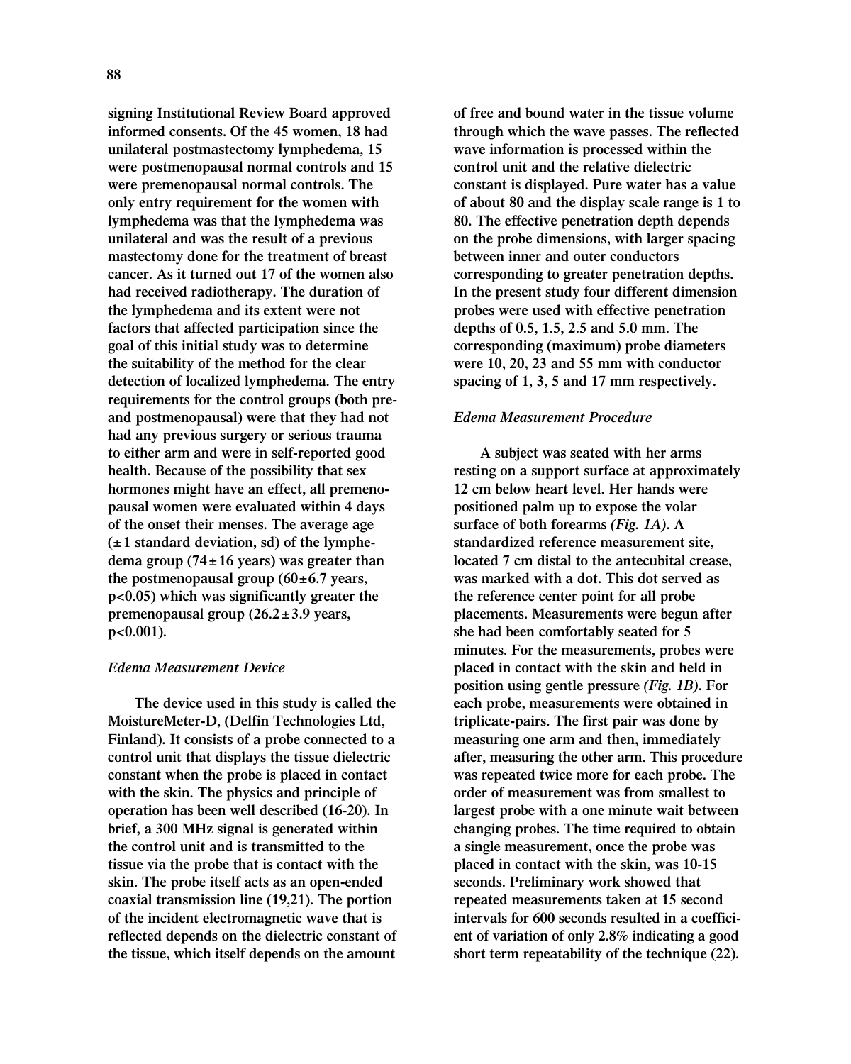signing Institutional Review Board approved informed consents. Of the 45 women, 18 had unilateral postmastectomy lymphedema, 15 were postmenopausal normal controls and 15 were premenopausal normal controls. The only entry requirement for the women with lymphedema was that the lymphedema was unilateral and was the result of a previous mastectomy done for the treatment of breast cancer. As it turned out 17 of the women also had received radiotherapy. The duration of the lymphedema and its extent were not factors that affected participation since the goal of this initial study was to determine the suitability of the method for the clear detection of localized lymphedema. The entry requirements for the control groups (both pre- and postmenopausal) were that they had not had any previous surgery or serious trauma to either arm and were in self-reported good health. Because of the possibility that sex hormones might have an effect, all premenopausal women were evaluated within 4 days of the onset their menses. The average age (±1 standard deviation, sd) of the lymphedema group (74±16 years) was greater than the postmenopausal group (60±6.7 years, $p<0.05$) which was significantly greater the premenopausal group (26.2±3.9 years, $p<0.001$).

*Edema Measurement Device*

The device used in this study is called the MoistureMeter-D, (Delfin Technologies Ltd, Finland). It consists of a probe connected to a control unit that displays the tissue dielectric constant when the probe is placed in contact with the skin. The physics and principle of operation has been well described (16-20). In brief, a 300 MHz signal is generated within the control unit and is transmitted to the tissue via the probe that is contact with the skin. The probe itself acts as an open-ended coaxial transmission line (19,21). The portion of the incident electromagnetic wave that is reflected depends on the dielectric constant of the tissue, which itself depends on the amount of free and bound water in the tissue volume through which the wave passes. The reflected wave information is processed within the control unit and the relative dielectric constant is displayed. Pure water has a value of about 80 and the display scale range is 1 to 80. The effective penetration depth depends on the probe dimensions, with larger spacing between inner and outer conductors corresponding to greater penetration depths. In the present study four different dimension probes were used with effective penetration depths of 0.5, 1.5, 2.5 and 5.0 mm. The corresponding (maximum) probe diameters were 10, 20, 23 and 55 mm with conductor spacing of 1, 3, 5 and 17 mm respectively.

*Edema Measurement Procedure*

A subject was seated with her arms resting on a support surface at approximately 12 cm below heart level. Her hands were positioned palm up to expose the volar surface of both forearms *(Fig. 1A)*. A standardized reference measurement site, located 7 cm distal to the antecubital crease, was marked with a dot. This dot served as the reference center point for all probe placements. Measurements were begun after she had been comfortably seated for 5 minutes. For the measurements, probes were placed in contact with the skin and held in position using gentle pressure *(Fig. 1B)*. For each probe, measurements were obtained in triplicate-pairs. The first pair was done by measuring one arm and then, immediately after, measuring the other arm. This procedure was repeated twice more for each probe. The order of measurement was from smallest to largest probe with a one minute wait between changing probes. The time required to obtain a single measurement, once the probe was placed in contact with the skin, was 10-15 seconds. Preliminary work showed that repeated measurements taken at 15 second intervals for 600 seconds resulted in a coefficient of variation of only 2.8% indicating a good short term repeatability of the technique (22).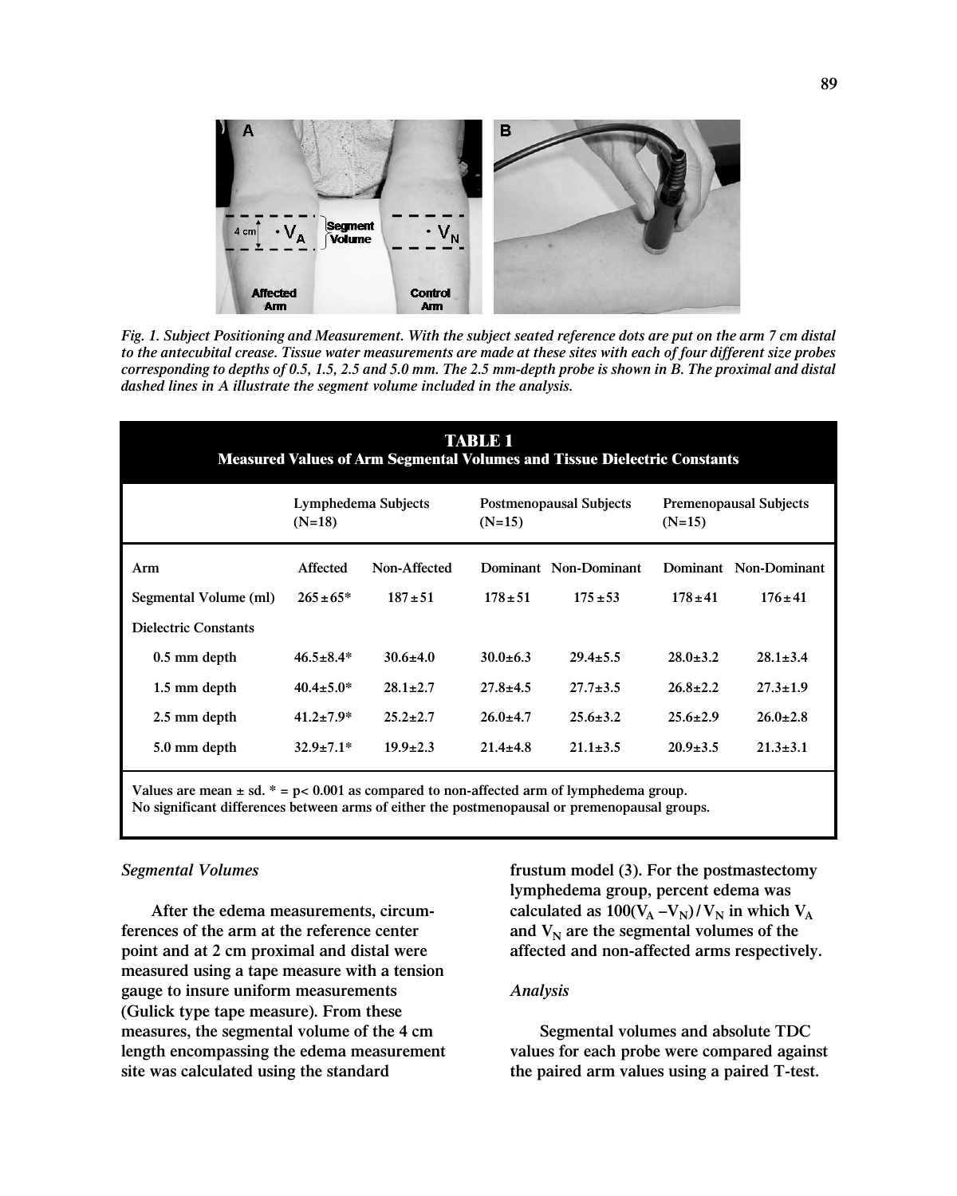*Fig. 1. Subject Positioning and Measurement. With the subject seated reference dots are put on the arm 7 cm distal to the antecubital crease. Tissue water measurements are made at these sites with each of four different size probes corresponding to depths of 0.5, 1.5, 2.5 and 5.0 mm. The 2.5 mm-depth probe is shown in B. The proximal and distal dashed lines in A illustrate the segment volume included in the analysis.*

**TABLE 1**
**Measured Values of Arm Segmental Volumes and Tissue Dielectric Constants**

| | Lymphedema Subjects (N=18) | | Postmenopausal Subjects (N=15) | | Premenopausal Subjects (N=15) | |
|---|---|---|---|---|---|---|
| Arm | Affected | Non-Affected | Dominant | Non-Dominant | Dominant | Non-Dominant |
| Segmental Volume (ml) | 265±65* | 187±51 | 178±51 | 175±53 | 178±41 | 176±41 |
| Dielectric Constants | | | | | | |
| 0.5 mm depth | 46.5±8.4* | 30.6±4.0 | 30.0±6.3 | 29.4±5.5 | 28.0±3.2 | 28.1±3.4 |
| 1.5 mm depth | 40.4±5.0* | 28.1±2.7 | 27.8±4.5 | 27.7±3.5 | 26.8±2.2 | 27.3±1.9 |
| 2.5 mm depth | 41.2±7.9* | 25.2±2.7 | 26.0±4.7 | 25.6±3.2 | 25.6±2.9 | 26.0±2.8 |
| 5.0 mm depth | 32.9±7.1* | 19.9±2.3 | 21.4±4.8 | 21.1±3.5 | 20.9±3.5 | 21.3±3.1 |

Values are mean ± sd. * = $p < 0.001$ as compared to non-affected arm of lymphedema group.
No significant differences between arms of either the postmenopausal or premenopausal groups.

### *Segmental Volumes*

After the edema measurements, circumferences of the arm at the reference center point and at 2 cm proximal and distal were measured using a tape measure with a tension gauge to insure uniform measurements (Gulick type tape measure). From these measures, the segmental volume of the 4 cm length encompassing the edema measurement site was calculated using the standard frustum model (3). For the postmastectomy lymphedema group, percent edema was calculated as $100(V_A - V_N)/V_N$ in which $V_A$ and $V_N$ are the segmental volumes of the affected and non-affected arms respectively.

### *Analysis*

Segmental volumes and absolute TDC values for each probe were compared against the paired arm values using a paired T-test.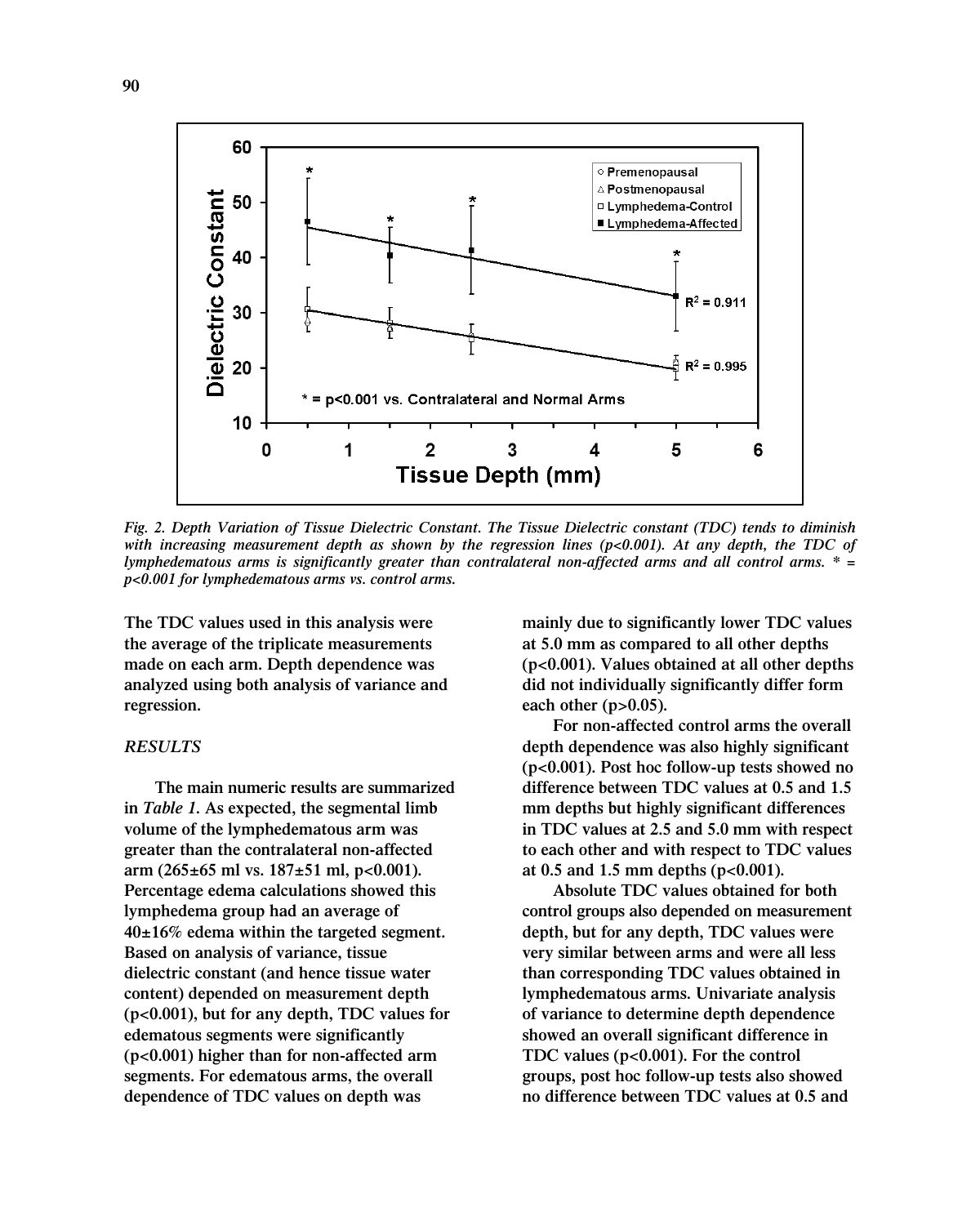*Fig. 2. Depth Variation of Tissue Dielectric Constant. The Tissue Dielectric constant (TDC) tends to diminish with increasing measurement depth as shown by the regression lines (p<0.001). At any depth, the TDC of lymphedematous arms is significantly greater than contralateral non-affected arms and all control arms. * = p<0.001 for lymphedematous arms vs. control arms.*

The TDC values used in this analysis were the average of the triplicate measurements made on each arm. Depth dependence was analyzed using both analysis of variance and regression.

## RESULTS

The main numeric results are summarized in *Table 1.* As expected, the segmental limb volume of the lymphedematous arm was greater than the contralateral non-affected arm (265±65 ml vs. 187±51 ml, $p<0.001$). Percentage edema calculations showed this lymphedema group had an average of 40±16% edema within the targeted segment. Based on analysis of variance, tissue dielectric constant (and hence tissue water content) depended on measurement depth ($p<0.001$), but for any depth, TDC values for edematous segments were significantly ($p<0.001$) higher than for non-affected arm segments. For edematous arms, the overall dependence of TDC values on depth was mainly due to significantly lower TDC values at 5.0 mm as compared to all other depths ($p<0.001$). Values obtained at all other depths did not individually significantly differ form each other ($p>0.05$).

For non-affected control arms the overall depth dependence was also highly significant ($p<0.001$). Post hoc follow-up tests showed no difference between TDC values at 0.5 and 1.5 mm depths but highly significant differences in TDC values at 2.5 and 5.0 mm with respect to each other and with respect to TDC values at 0.5 and 1.5 mm depths ($p<0.001$).

Absolute TDC values obtained for both control groups also depended on measurement depth, but for any depth, TDC values were very similar between arms and were all less than corresponding TDC values obtained in lymphedematous arms. Univariate analysis of variance to determine depth dependence showed an overall significant difference in TDC values ($p<0.001$). For the control groups, post hoc follow-up tests also showed no difference between TDC values at 0.5 and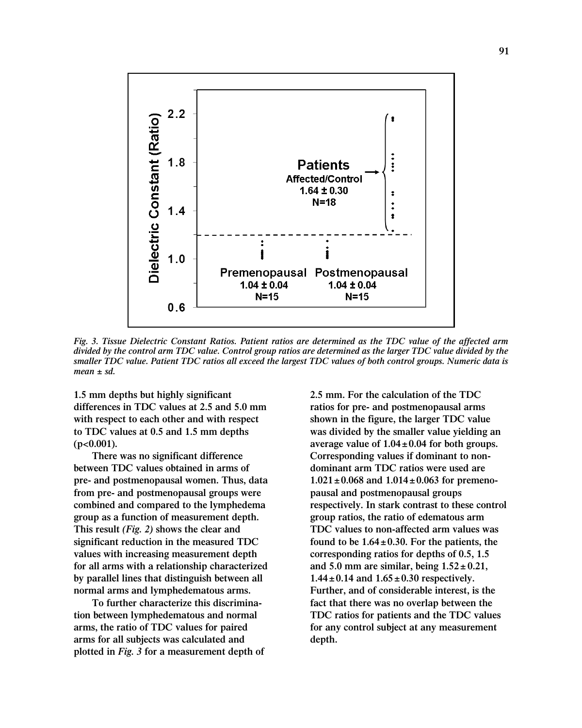*Fig. 3. Tissue Dielectric Constant Ratios. Patient ratios are determined as the TDC value of the affected arm divided by the control arm TDC value. Control group ratios are determined as the larger TDC value divided by the smaller TDC value. Patient TDC ratios all exceed the largest TDC values of both control groups. Numeric data is mean ± sd.*

1.5 mm depths but highly significant differences in TDC values at 2.5 and 5.0 mm with respect to each other and with respect to TDC values at 0.5 and 1.5 mm depths ($p<0.001$).

There was no significant difference between TDC values obtained in arms of pre- and postmenopausal women. Thus, data from pre- and postmenopausal groups were combined and compared to the lymphedema group as a function of measurement depth. This result *(Fig. 2)* shows the clear and significant reduction in the measured TDC values with increasing measurement depth for all arms with a relationship characterized by parallel lines that distinguish between all normal arms and lymphedematous arms.

To further characterize this discrimination between lymphedematous and normal arms, the ratio of TDC values for paired arms for all subjects was calculated and plotted in *Fig. 3* for a measurement depth of 2.5 mm. For the calculation of the TDC ratios for pre- and postmenopausal arms shown in the figure, the larger TDC value was divided by the smaller value yielding an average value of $1.04 \pm 0.04$ for both groups. Corresponding values if dominant to non-dominant arm TDC ratios were used are $1.021 \pm 0.068$ and $1.014 \pm 0.063$ for premenopausal and postmenopausal groups respectively. In stark contrast to these control group ratios, the ratio of edematous arm TDC values to non-affected arm values was found to be $1.64 \pm 0.30$. For the patients, the corresponding ratios for depths of 0.5, 1.5 and 5.0 mm are similar, being $1.52 \pm 0.21$, $1.44 \pm 0.14$ and $1.65 \pm 0.30$ respectively. Further, and of considerable interest, is the fact that there was no overlap between the TDC ratios for patients and the TDC values for any control subject at any measurement depth.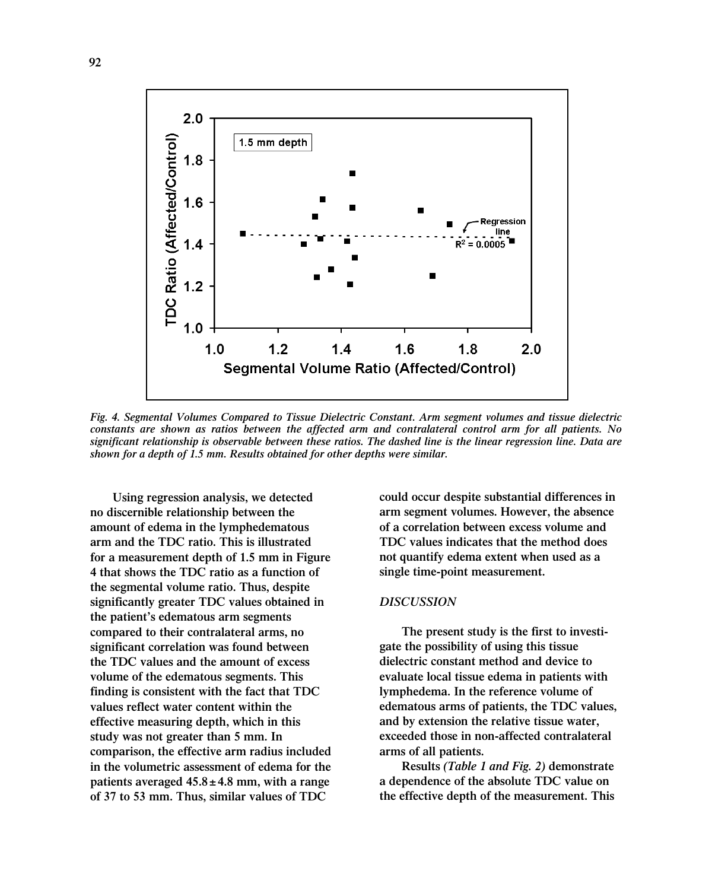*Fig. 4. Segmental Volumes Compared to Tissue Dielectric Constant. Arm segment volumes and tissue dielectric constants are shown as ratios between the affected arm and contralateral control arm for all patients. No significant relationship is observable between these ratios. The dashed line is the linear regression line. Data are shown for a depth of 1.5 mm. Results obtained for other depths were similar.*

Using regression analysis, we detected no discernible relationship between the amount of edema in the lymphedematous arm and the TDC ratio. This is illustrated for a measurement depth of 1.5 mm in Figure 4 that shows the TDC ratio as a function of the segmental volume ratio. Thus, despite significantly greater TDC values obtained in the patient's edematous arm segments compared to their contralateral arms, no significant correlation was found between the TDC values and the amount of excess volume of the edematous segments. This finding is consistent with the fact that TDC values reflect water content within the effective measuring depth, which in this study was not greater than 5 mm. In comparison, the effective arm radius included in the volumetric assessment of edema for the patients averaged 45.8 ± 4.8 mm, with a range of 37 to 53 mm. Thus, similar values of TDC could occur despite substantial differences in arm segment volumes. However, the absence of a correlation between excess volume and TDC values indicates that the method does not quantify edema extent when used as a single time-point measurement.

## *DISCUSSION*

The present study is the first to investigate the possibility of using this tissue dielectric constant method and device to evaluate local tissue edema in patients with lymphedema. In the reference volume of edematous arms of patients, the TDC values, and by extension the relative tissue water, exceeded those in non-affected contralateral arms of all patients.

Results *(Table 1 and Fig. 2)* demonstrate a dependence of the absolute TDC value on the effective depth of the measurement. This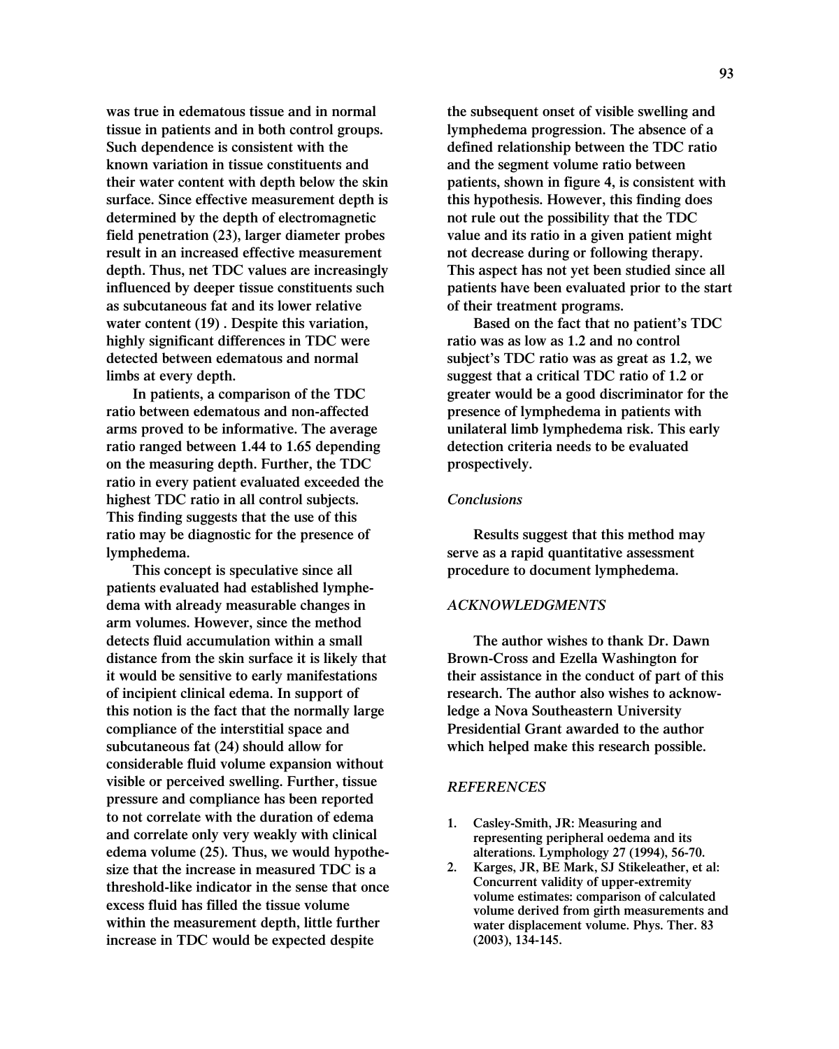was true in edematous tissue and in normal tissue in patients and in both control groups. Such dependence is consistent with the known variation in tissue constituents and their water content with depth below the skin surface. Since effective measurement depth is determined by the depth of electromagnetic field penetration (23), larger diameter probes result in an increased effective measurement depth. Thus, net TDC values are increasingly influenced by deeper tissue constituents such as subcutaneous fat and its lower relative water content (19) . Despite this variation, highly significant differences in TDC were detected between edematous and normal limbs at every depth.

In patients, a comparison of the TDC ratio between edematous and non-affected arms proved to be informative. The average ratio ranged between 1.44 to 1.65 depending on the measuring depth. Further, the TDC ratio in every patient evaluated exceeded the highest TDC ratio in all control subjects. This finding suggests that the use of this ratio may be diagnostic for the presence of lymphedema.

This concept is speculative since all patients evaluated had established lymphedema with already measurable changes in arm volumes. However, since the method detects fluid accumulation within a small distance from the skin surface it is likely that it would be sensitive to early manifestations of incipient clinical edema. In support of this notion is the fact that the normally large compliance of the interstitial space and subcutaneous fat (24) should allow for considerable fluid volume expansion without visible or perceived swelling. Further, tissue pressure and compliance has been reported to not correlate with the duration of edema and correlate only very weakly with clinical edema volume (25). Thus, we would hypothesize that the increase in measured TDC is a threshold-like indicator in the sense that once excess fluid has filled the tissue volume within the measurement depth, little further increase in TDC would be expected despite the subsequent onset of visible swelling and lymphedema progression. The absence of a defined relationship between the TDC ratio and the segment volume ratio between patients, shown in figure 4, is consistent with this hypothesis. However, this finding does not rule out the possibility that the TDC value and its ratio in a given patient might not decrease during or following therapy. This aspect has not yet been studied since all patients have been evaluated prior to the start of their treatment programs.

Based on the fact that no patient's TDC ratio was as low as 1.2 and no control subject's TDC ratio was as great as 1.2, we suggest that a critical TDC ratio of 1.2 or greater would be a good discriminator for the presence of lymphedema in patients with unilateral limb lymphedema risk. This early detection criteria needs to be evaluated prospectively.

## *Conclusions*

Results suggest that this method may serve as a rapid quantitative assessment procedure to document lymphedema.

## *ACKNOWLEDGMENTS*

The author wishes to thank Dr. Dawn Brown-Cross and Ezella Washington for their assistance in the conduct of part of this research. The author also wishes to acknowledge a Nova Southeastern University Presidential Grant awarded to the author which helped make this research possible.

## *REFERENCES*

1. Casley-Smith, JR: Measuring and representing peripheral oedema and its alterations. Lymphology 27 (1994), 56-70.
2. Karges, JR, BE Mark, SJ Stikeleather, et al: Concurrent validity of upper-extremity volume estimates: comparison of calculated volume derived from girth measurements and water displacement volume. Phys. Ther. 83 (2003), 134-145.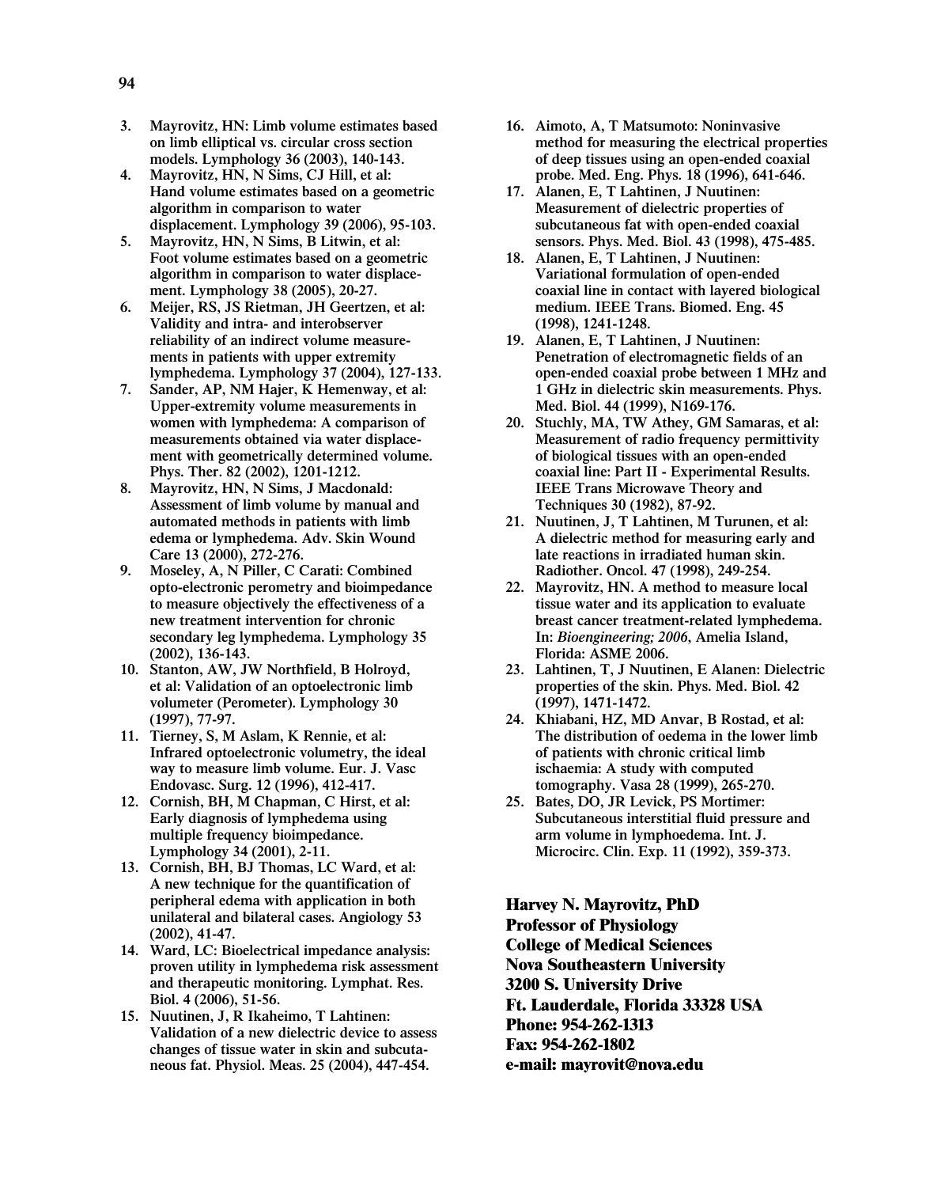3. Mayrovitz, HN: Limb volume estimates based on limb elliptical vs. circular cross section models. Lymphology 36 (2003), 140-143.
4. Mayrovitz, HN, N Sims, CJ Hill, et al: Hand volume estimates based on a geometric algorithm in comparison to water displacement. Lymphology 39 (2006), 95-103.
5. Mayrovitz, HN, N Sims, B Litwin, et al: Foot volume estimates based on a geometric algorithm in comparison to water displacement. Lymphology 38 (2005), 20-27.
6. Meijer, RS, JS Rietman, JH Geertzen, et al: Validity and intra- and interobserver reliability of an indirect volume measurements in patients with upper extremity lymphedema. Lymphology 37 (2004), 127-133.
7. Sander, AP, NM Hajer, K Hemenway, et al: Upper-extremity volume measurements in women with lymphedema: A comparison of measurements obtained via water displacement with geometrically determined volume. Phys. Ther. 82 (2002), 1201-1212.
8. Mayrovitz, HN, N Sims, J Macdonald: Assessment of limb volume by manual and automated methods in patients with limb edema or lymphedema. Adv. Skin Wound Care 13 (2000), 272-276.
9. Moseley, A, N Piller, C Carati: Combined opto-electronic perometry and bioimpedance to measure objectively the effectiveness of a new treatment intervention for chronic secondary leg lymphedema. Lymphology 35 (2002), 136-143.
10. Stanton, AW, JW Northfield, B Holroyd, et al: Validation of an optoelectronic limb volumeter (Perometer). Lymphology 30 (1997), 77-97.
11. Tierney, S, M Aslam, K Rennie, et al: Infrared optoelectronic volumetry, the ideal way to measure limb volume. Eur. J. Vasc Endovasc. Surg. 12 (1996), 412-417.
12. Cornish, BH, M Chapman, C Hirst, et al: Early diagnosis of lymphedema using multiple frequency bioimpedance. Lymphology 34 (2001), 2-11.
13. Cornish, BH, BJ Thomas, LC Ward, et al: A new technique for the quantification of peripheral edema with application in both unilateral and bilateral cases. Angiology 53 (2002), 41-47.
14. Ward, LC: Bioelectrical impedance analysis: proven utility in lymphedema risk assessment and therapeutic monitoring. Lymphat. Res. Biol. 4 (2006), 51-56.
15. Nuutinen, J, R Ikaheimo, T Lahtinen: Validation of a new dielectric device to assess changes of tissue water in skin and subcutaneous fat. Physiol. Meas. 25 (2004), 447-454.
16. Aimoto, A, T Matsumoto: Noninvasive method for measuring the electrical properties of deep tissues using an open-ended coaxial probe. Med. Eng. Phys. 18 (1996), 641-646.
17. Alanen, E, T Lahtinen, J Nuutinen: Measurement of dielectric properties of subcutaneous fat with open-ended coaxial sensors. Phys. Med. Biol. 43 (1998), 475-485.
18. Alanen, E, T Lahtinen, J Nuutinen: Variational formulation of open-ended coaxial line in contact with layered biological medium. IEEE Trans. Biomed. Eng. 45 (1998), 1241-1248.
19. Alanen, E, T Lahtinen, J Nuutinen: Penetration of electromagnetic fields of an open-ended coaxial probe between 1 MHz and 1 GHz in dielectric skin measurements. Phys. Med. Biol. 44 (1999), N169-176.
20. Stuchly, MA, TW Athey, GM Samaras, et al: Measurement of radio frequency permittivity of biological tissues with an open-ended coaxial line: Part II - Experimental Results. IEEE Trans Microwave Theory and Techniques 30 (1982), 87-92.
21. Nuutinen, J, T Lahtinen, M Turunen, et al: A dielectric method for measuring early and late reactions in irradiated human skin. Radiother. Oncol. 47 (1998), 249-254.
22. Mayrovitz, HN. A method to measure local tissue water and its application to evaluate breast cancer treatment-related lymphedema. In: *Bioengineering; 2006*, Amelia Island, Florida: ASME 2006.
23. Lahtinen, T, J Nuutinen, E Alanen: Dielectric properties of the skin. Phys. Med. Biol. 42 (1997), 1471-1472.
24. Khiabani, HZ, MD Anvar, B Rostad, et al: The distribution of oedema in the lower limb of patients with chronic critical limb ischaemia: A study with computed tomography. Vasa 28 (1999), 265-270.
25. Bates, DO, JR Levick, PS Mortimer: Subcutaneous interstitial fluid pressure and arm volume in lymphoedema. Int. J. Microcirc. Clin. Exp. 11 (1992), 359-373.

**Harvey N. Mayrovitz, PhD**
**Professor of Physiology**
**College of Medical Sciences**
**Nova Southeastern University**
**3200 S. University Drive**
**Ft. Lauderdale, Florida 33328 USA**
**Phone: 954-262-1313**
**Fax: 954-262-1802**
**e-mail: mayrovit@nova.edu**